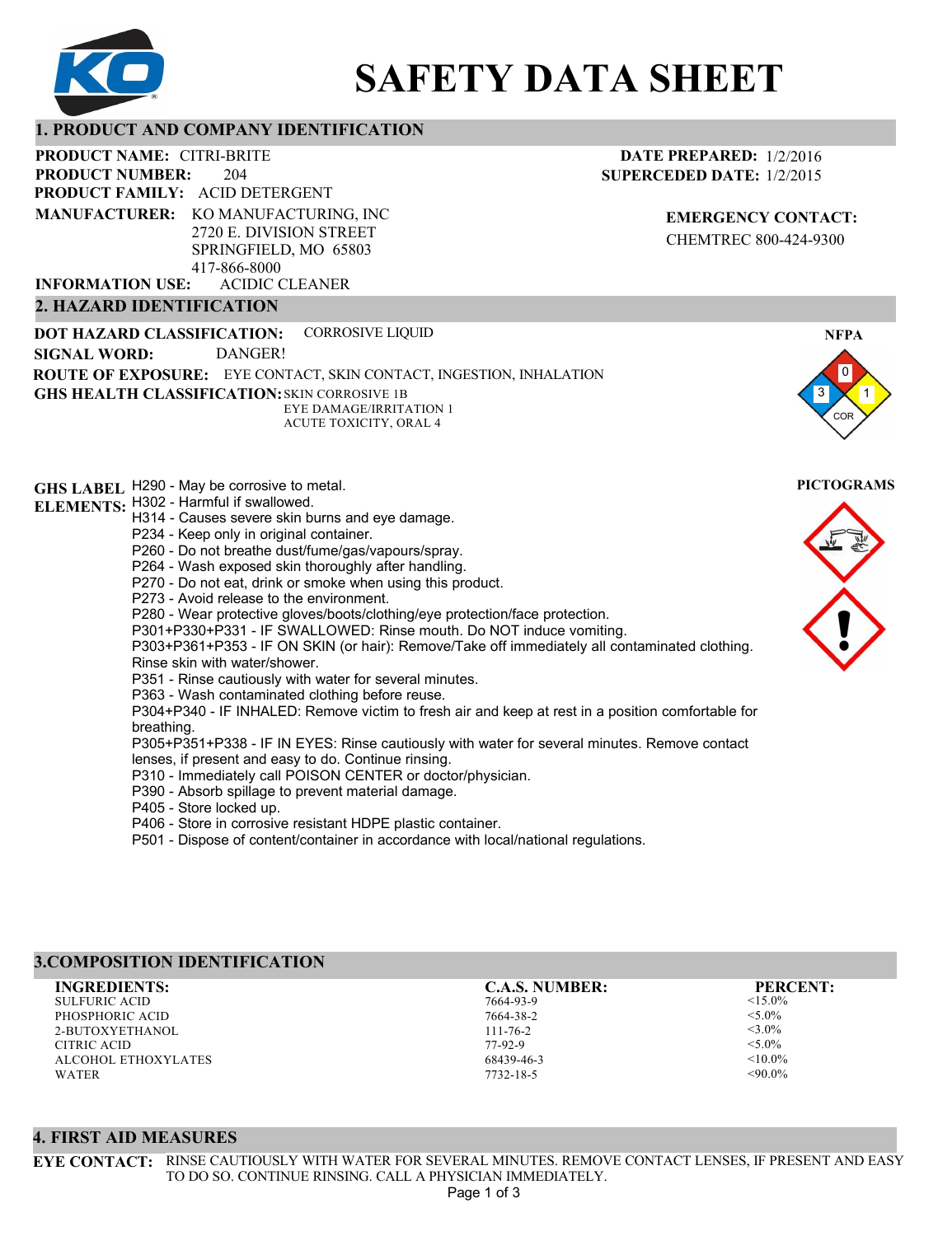# SAFETY DATA SHEET

## 1. PRODUCT AND COMPANY IDENTIFICATION

**PRODUCT NAME:** CITRI-BRITE
**PRODUCT NUMBER:** 204
**PRODUCT FAMILY:** ACID DETERGENT
**MANUFACTURER:** KO MANUFACTURING, INC
2720 E. DIVISION STREET
SPRINGFIELD, MO 65803
417-866-8000
**INFORMATION USE:** ACIDIC CLEANER

**DATE PREPARED:** 1/2/2016
**SUPERCEDED DATE:** 1/2/2015

**EMERGENCY CONTACT:**
CHEMTREC 800-424-9300

## 2. HAZARD IDENTIFICATION

**DOT HAZARD CLASSIFICATION:** CORROSIVE LIQUID
**SIGNAL WORD:** DANGER!
**ROUTE OF EXPOSURE:** EYE CONTACT, SKIN CONTACT, INGESTION, INHALATION
**GHS HEALTH CLASSIFICATION:** SKIN CORROSIVE 1B
EYE DAMAGE/IRRITATION 1
ACUTE TOXICITY, ORAL 4

**NFPA**
Health: 3, Flammability: 0, Reactivity: 1, Special: COR

**GHS LABEL ELEMENTS:**
H290 - May be corrosive to metal.
H302 - Harmful if swallowed.
H314 - Causes severe skin burns and eye damage.
P234 - Keep only in original container.
P260 - Do not breathe dust/fume/gas/vapours/spray.
P264 - Wash exposed skin thoroughly after handling.
P270 - Do not eat, drink or smoke when using this product.
P273 - Avoid release to the environment.
P280 - Wear protective gloves/boots/clothing/eye protection/face protection.
P301+P330+P331 - IF SWALLOWED: Rinse mouth. Do NOT induce vomiting.
P303+P361+P353 - IF ON SKIN (or hair): Remove/Take off immediately all contaminated clothing. Rinse skin with water/shower.
P351 - Rinse cautiously with water for several minutes.
P363 - Wash contaminated clothing before reuse.
P304+P340 - IF INHALED: Remove victim to fresh air and keep at rest in a position comfortable for breathing.
P305+P351+P338 - IF IN EYES: Rinse cautiously with water for several minutes. Remove contact lenses, if present and easy to do. Continue rinsing.
P310 - Immediately call POISON CENTER or doctor/physician.
P390 - Absorb spillage to prevent material damage.
P405 - Store locked up.
P406 - Store in corrosive resistant HDPE plastic container.
P501 - Dispose of content/container in accordance with local/national regulations.

**PICTOGRAMS**

## 3. COMPOSITION IDENTIFICATION

| INGREDIENTS: | C.A.S. NUMBER: | PERCENT: |
|---|---|---|
| SULFURIC ACID | 7664-93-9 | <15.0% |
| PHOSPHORIC ACID | 7664-38-2 | <5.0% |
| 2-BUTOXYETHANOL | 111-76-2 | <3.0% |
| CITRIC ACID | 77-92-9 | <5.0% |
| ALCOHOL ETHOXYLATES | 68439-46-3 | <10.0% |
| WATER | 7732-18-5 | <90.0% |

## 4. FIRST AID MEASURES

**EYE CONTACT:** RINSE CAUTIOUSLY WITH WATER FOR SEVERAL MINUTES. REMOVE CONTACT LENSES, IF PRESENT AND EASY TO DO SO. CONTINUE RINSING. CALL A PHYSICIAN IMMEDIATELY.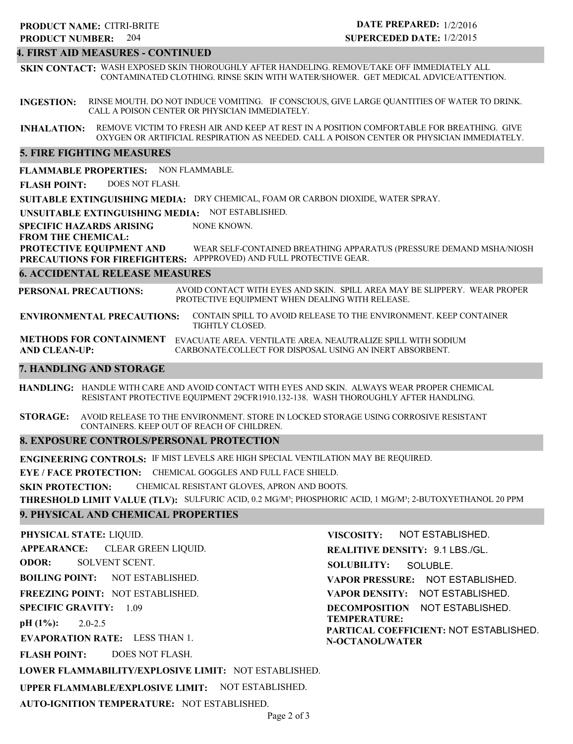**PRODUCT NAME:** CITRI-BRITE
**PRODUCT NUMBER:** 204

**DATE PREPARED:** 1/2/2016
**SUPERCEDED DATE:** 1/2/2015

## 4. FIRST AID MEASURES - CONTINUED

**SKIN CONTACT:** WASH EXPOSED SKIN THOROUGHLY AFTER HANDELING. REMOVE/TAKE OFF IMMEDIATELY ALL CONTAMINATED CLOTHING. RINSE SKIN WITH WATER/SHOWER. GET MEDICAL ADVICE/ATTENTION.

**INGESTION:** RINSE MOUTH. DO NOT INDUCE VOMITING. IF CONSCIOUS, GIVE LARGE QUANTITIES OF WATER TO DRINK. CALL A POISON CENTER OR PHYSICIAN IMMEDIATELY.

**INHALATION:** REMOVE VICTIM TO FRESH AIR AND KEEP AT REST IN A POSITION COMFORTABLE FOR BREATHING. GIVE OXYGEN OR ARTIFICIAL RESPIRATION AS NEEDED. CALL A POISON CENTER OR PHYSICIAN IMMEDIATELY.

## 5. FIRE FIGHTING MEASURES

**FLAMMABLE PROPERTIES:** NON FLAMMABLE.

**FLASH POINT:** DOES NOT FLASH.

**SUITABLE EXTINGUISHING MEDIA:** DRY CHEMICAL, FOAM OR CARBON DIOXIDE, WATER SPRAY.

**UNSUITABLE EXTINGUISHING MEDIA:** NOT ESTABLISHED.

**SPECIFIC HAZARDS ARISING FROM THE CHEMICAL:** NONE KNOWN.

**PROTECTIVE EQUIPMENT AND PRECAUTIONS FOR FIREFIGHTERS:** WEAR SELF-CONTAINED BREATHING APPARATUS (PRESSURE DEMAND MSHA/NIOSH APPPROVED) AND FULL PROTECTIVE GEAR.

## 6. ACCIDENTAL RELEASE MEASURES

**PERSONAL PRECAUTIONS:** AVOID CONTACT WITH EYES AND SKIN. SPILL AREA MAY BE SLIPPERY. WEAR PROPER PROTECTIVE EQUIPMENT WHEN DEALING WITH RELEASE.

**ENVIRONMENTAL PRECAUTIONS:** CONTAIN SPILL TO AVOID RELEASE TO THE ENVIRONMENT. KEEP CONTAINER TIGHTLY CLOSED.

**METHODS FOR CONTAINMENT AND CLEAN-UP:** EVACUATE AREA. VENTILATE AREA. NEAUTRALIZE SPILL WITH SODIUM CARBONATE.COLLECT FOR DISPOSAL USING AN INERT ABSORBENT.

## 7. HANDLING AND STORAGE

**HANDLING:** HANDLE WITH CARE AND AVOID CONTACT WITH EYES AND SKIN. ALWAYS WEAR PROPER CHEMICAL RESISTANT PROTECTIVE EQUIPMENT 29CFR1910.132-138. WASH THOROUGHLY AFTER HANDLING.

**STORAGE:** AVOID RELEASE TO THE ENVIRONMENT. STORE IN LOCKED STORAGE USING CORROSIVE RESISTANT CONTAINERS. KEEP OUT OF REACH OF CHILDREN.

## 8. EXPOSURE CONTROLS/PERSONAL PROTECTION

**ENGINEERING CONTROLS:** IF MIST LEVELS ARE HIGH SPECIAL VENTILATION MAY BE REQUIRED.

**EYE / FACE PROTECTION:** CHEMICAL GOGGLES AND FULL FACE SHIELD.

**SKIN PROTECTION:** CHEMICAL RESISTANT GLOVES, APRON AND BOOTS.

**THRESHOLD LIMIT VALUE (TLV):** SULFURIC ACID, 0.2 MG/M³; PHOSPHORIC ACID, 1 MG/M³; 2-BUTOXYETHANOL 20 PPM

## 9. PHYSICAL AND CHEMICAL PROPERTIES

**PHYSICAL STATE:** LIQUID.

**APPEARANCE:** CLEAR GREEN LIQUID.

**ODOR:** SOLVENT SCENT.

**BOILING POINT:** NOT ESTABLISHED.

**FREEZING POINT:** NOT ESTABLISHED.

**SPECIFIC GRAVITY:** 1.09

**pH (1%):** 2.0-2.5

**EVAPORATION RATE:** LESS THAN 1.

**FLASH POINT:** DOES NOT FLASH.

**LOWER FLAMMABILITY/EXPLOSIVE LIMIT:** NOT ESTABLISHED.

**UPPER FLAMMABLE/EXPLOSIVE LIMIT:** NOT ESTABLISHED.

**AUTO-IGNITION TEMPERATURE:** NOT ESTABLISHED.

**VISCOSITY:** NOT ESTABLISHED.

**REALITIVE DENSITY:** 9.1 LBS./GL.

**SOLUBILITY:** SOLUBLE.

**VAPOR PRESSURE:** NOT ESTABLISHED.

**VAPOR DENSITY:** NOT ESTABLISHED.

**DECOMPOSITION TEMPERATURE:** NOT ESTABLISHED.

**PARTICAL COEFFICIENT: N-OCTANOL/WATER** NOT ESTABLISHED.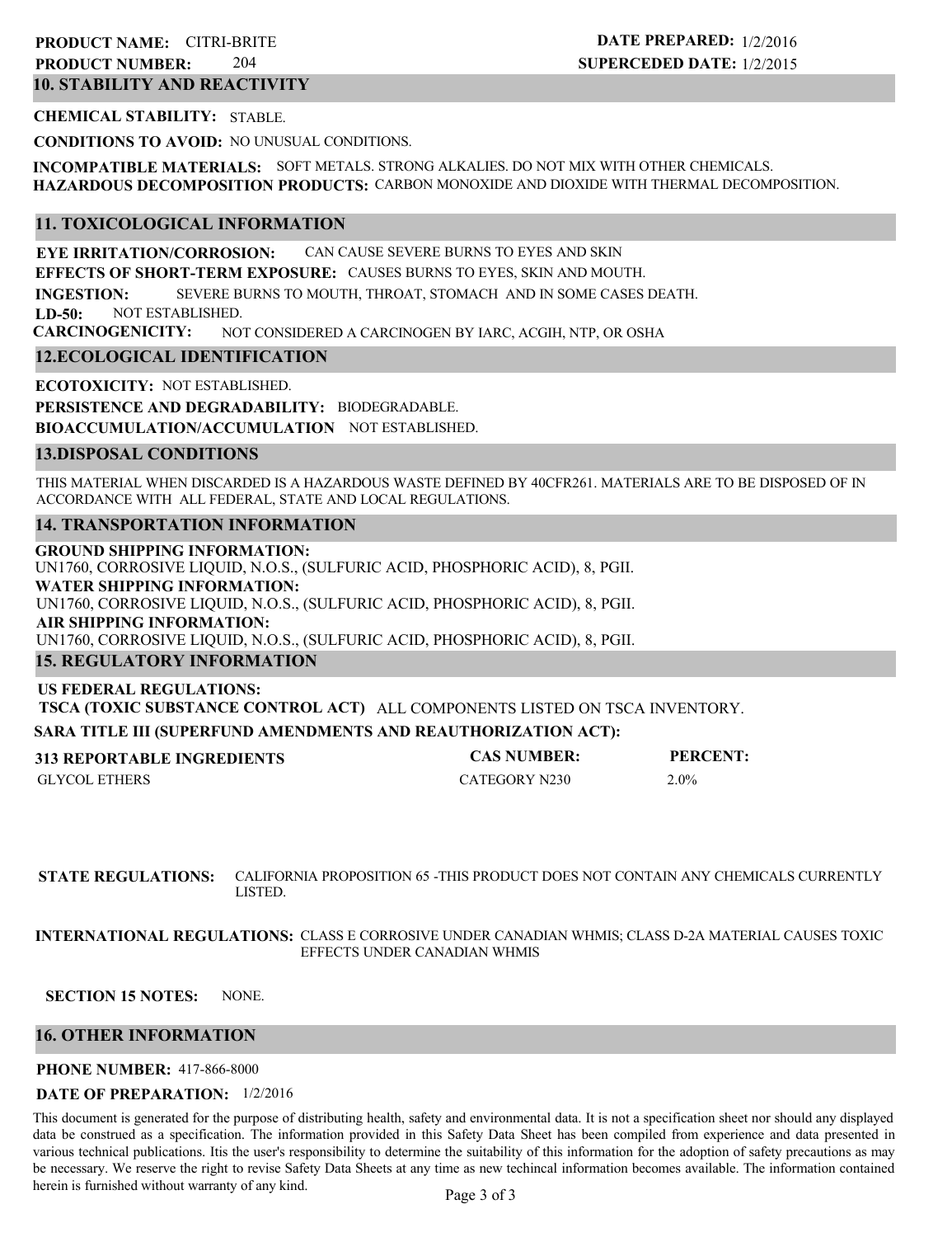## 10. STABILITY AND REACTIVITY

**CHEMICAL STABILITY:** STABLE.

**CONDITIONS TO AVOID:** NO UNUSUAL CONDITIONS.

**INCOMPATIBLE MATERIALS:** SOFT METALS. STRONG ALKALIES. DO NOT MIX WITH OTHER CHEMICALS.

**HAZARDOUS DECOMPOSITION PRODUCTS:** CARBON MONOXIDE AND DIOXIDE WITH THERMAL DECOMPOSITION.

## 11. TOXICOLOGICAL INFORMATION

**EYE IRRITATION/CORROSION:** CAN CAUSE SEVERE BURNS TO EYES AND SKIN

**EFFECTS OF SHORT-TERM EXPOSURE:** CAUSES BURNS TO EYES, SKIN AND MOUTH.

**INGESTION:** SEVERE BURNS TO MOUTH, THROAT, STOMACH AND IN SOME CASES DEATH.

**LD-50:** NOT ESTABLISHED.

**CARCINOGENICITY:** NOT CONSIDERED A CARCINOGEN BY IARC, ACGIH, NTP, OR OSHA

## 12.ECOLOGICAL IDENTIFICATION

**ECOTOXICITY:** NOT ESTABLISHED.

**PERSISTENCE AND DEGRADABILITY:** BIODEGRADABLE.

**BIOACCUMULATION/ACCUMULATION** NOT ESTABLISHED.

## 13.DISPOSAL CONDITIONS

THIS MATERIAL WHEN DISCARDED IS A HAZARDOUS WASTE DEFINED BY 40CFR261. MATERIALS ARE TO BE DISPOSED OF IN ACCORDANCE WITH ALL FEDERAL, STATE AND LOCAL REGULATIONS.

## 14. TRANSPORTATION INFORMATION

**GROUND SHIPPING INFORMATION:**
UN1760, CORROSIVE LIQUID, N.O.S., (SULFURIC ACID, PHOSPHORIC ACID), 8, PGII.

**WATER SHIPPING INFORMATION:**
UN1760, CORROSIVE LIQUID, N.O.S., (SULFURIC ACID, PHOSPHORIC ACID), 8, PGII.

**AIR SHIPPING INFORMATION:**
UN1760, CORROSIVE LIQUID, N.O.S., (SULFURIC ACID, PHOSPHORIC ACID), 8, PGII.

## 15. REGULATORY INFORMATION

**US FEDERAL REGULATIONS:**

**TSCA (TOXIC SUBSTANCE CONTROL ACT)** ALL COMPONENTS LISTED ON TSCA INVENTORY.

**SARA TITLE III (SUPERFUND AMENDMENTS AND REAUTHORIZATION ACT):**

| 313 REPORTABLE INGREDIENTS | CAS NUMBER: | PERCENT: |
|---|---|---|
| GLYCOL ETHERS | CATEGORY N230 | 2.0% |

**STATE REGULATIONS:** CALIFORNIA PROPOSITION 65 -THIS PRODUCT DOES NOT CONTAIN ANY CHEMICALS CURRENTLY LISTED.

**INTERNATIONAL REGULATIONS:** CLASS E CORROSIVE UNDER CANADIAN WHMIS; CLASS D-2A MATERIAL CAUSES TOXIC EFFECTS UNDER CANADIAN WHMIS

**SECTION 15 NOTES:** NONE.

## 16. OTHER INFORMATION

**PHONE NUMBER:** 417-866-8000

**DATE OF PREPARATION:** 1/2/2016

This document is generated for the purpose of distributing health, safety and environmental data. It is not a specification sheet nor should any displayed data be construed as a specification. The information provided in this Safety Data Sheet has been compiled from experience and data presented in various technical publications. Itis the user's responsibility to determine the suitability of this information for the adoption of safety precautions as may be necessary. We reserve the right to revise Safety Data Sheets at any time as new techincal information becomes available. The information contained herein is furnished without warranty of any kind.